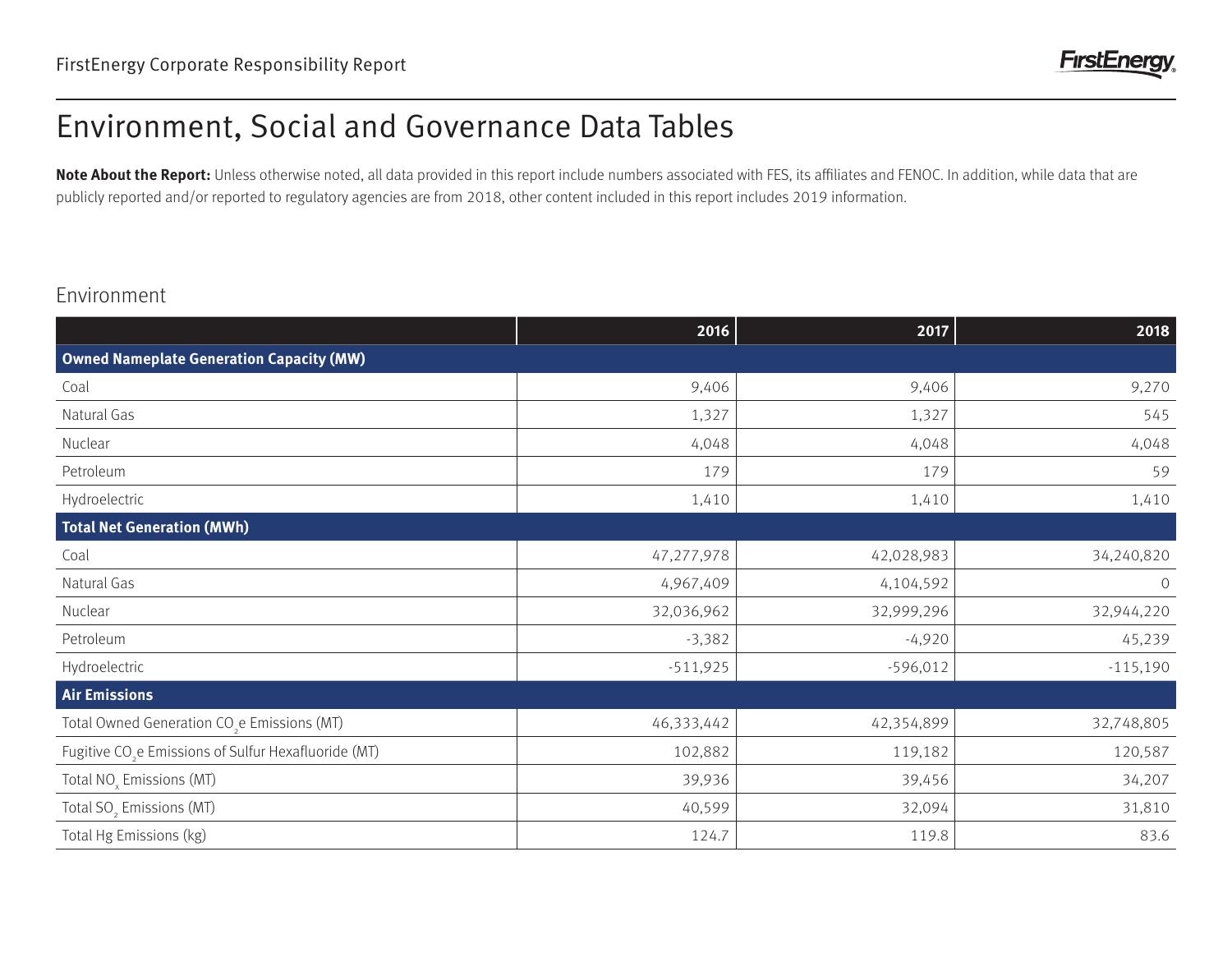# Environment, Social and Governance Data Tables

**Note About the Report:** Unless otherwise noted, all data provided in this report include numbers associated with FES, its affiliates and FENOC. In addition, while data that are publicly reported and/or reported to regulatory agencies are from 2018, other content included in this report includes 2019 information.

## Environment

| | 2016 | 2017 | 2018 |
|---|---|---|---|
| **Owned Nameplate Generation Capacity (MW)** | | | |
| Coal | 9,406 | 9,406 | 9,270 |
| Natural Gas | 1,327 | 1,327 | 545 |
| Nuclear | 4,048 | 4,048 | 4,048 |
| Petroleum | 179 | 179 | 59 |
| Hydroelectric | 1,410 | 1,410 | 1,410 |
| **Total Net Generation (MWh)** | | | |
| Coal | 47,277,978 | 42,028,983 | 34,240,820 |
| Natural Gas | 4,967,409 | 4,104,592 | 0 |
| Nuclear | 32,036,962 | 32,999,296 | 32,944,220 |
| Petroleum | -3,382 | -4,920 | 45,239 |
| Hydroelectric | -511,925 | -596,012 | -115,190 |
| **Air Emissions** | | | |
| Total Owned Generation $CO_2e$ Emissions (MT) | 46,333,442 | 42,354,899 | 32,748,805 |
| Fugitive $CO_2e$ Emissions of Sulfur Hexafluoride (MT) | 102,882 | 119,182 | 120,587 |
| Total $NO_x$ Emissions (MT) | 39,936 | 39,456 | 34,207 |
| Total $SO_2$ Emissions (MT) | 40,599 | 32,094 | 31,810 |
| Total Hg Emissions (kg) | 124.7 | 119.8 | 83.6 |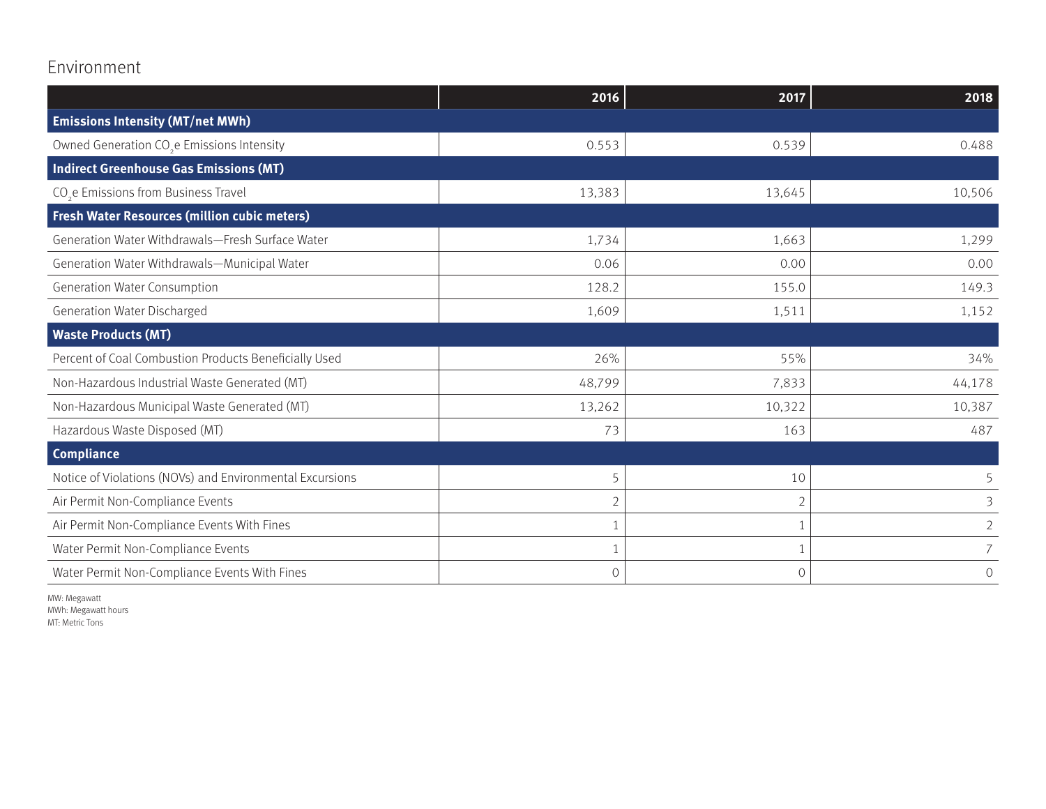## Environment

| | 2016 | 2017 | 2018 |
|---|---|---|---|
| **Emissions Intensity (MT/net MWh)** | | | |
| Owned Generation $CO_2$e Emissions Intensity | 0.553 | 0.539 | 0.488 |
| **Indirect Greenhouse Gas Emissions (MT)** | | | |
| $CO_2$e Emissions from Business Travel | 13,383 | 13,645 | 10,506 |
| **Fresh Water Resources (million cubic meters)** | | | |
| Generation Water Withdrawals—Fresh Surface Water | 1,734 | 1,663 | 1,299 |
| Generation Water Withdrawals—Municipal Water | 0.06 | 0.00 | 0.00 |
| Generation Water Consumption | 128.2 | 155.0 | 149.3 |
| Generation Water Discharged | 1,609 | 1,511 | 1,152 |
| **Waste Products (MT)** | | | |
| Percent of Coal Combustion Products Beneficially Used | 26% | 55% | 34% |
| Non-Hazardous Industrial Waste Generated (MT) | 48,799 | 7,833 | 44,178 |
| Non-Hazardous Municipal Waste Generated (MT) | 13,262 | 10,322 | 10,387 |
| Hazardous Waste Disposed (MT) | 73 | 163 | 487 |
| **Compliance** | | | |
| Notice of Violations (NOVs) and Environmental Excursions | 5 | 10 | 5 |
| Air Permit Non-Compliance Events | 2 | 2 | 3 |
| Air Permit Non-Compliance Events With Fines | 1 | 1 | 2 |
| Water Permit Non-Compliance Events | 1 | 1 | 7 |
| Water Permit Non-Compliance Events With Fines | 0 | 0 | 0 |

MW: Megawatt
MWh: Megawatt hours
MT: Metric Tons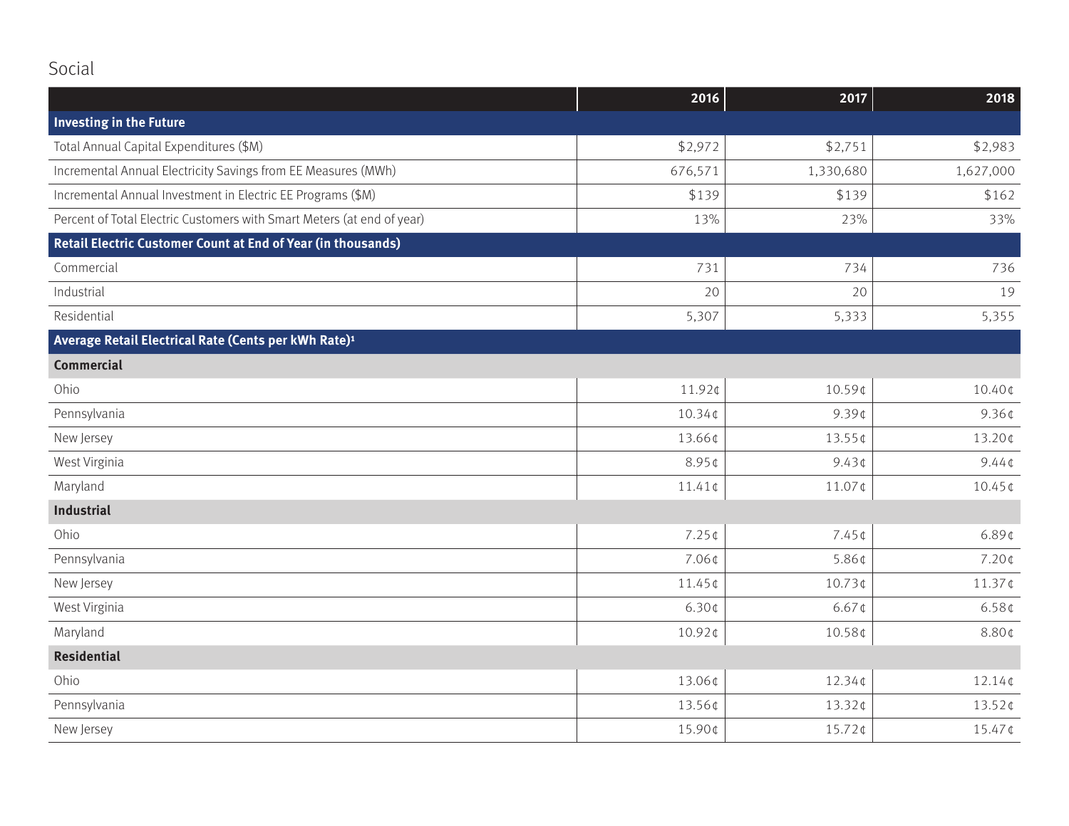## Social

| | 2016 | 2017 | 2018 |
|---|---|---|---|
| **Investing in the Future** | | | |
| Total Annual Capital Expenditures ($M) | $2,972 | $2,751 | $2,983 |
| Incremental Annual Electricity Savings from EE Measures (MWh) | 676,571 | 1,330,680 | 1,627,000 |
| Incremental Annual Investment in Electric EE Programs ($M) | $139 | $139 | $162 |
| Percent of Total Electric Customers with Smart Meters (at end of year) | 13% | 23% | 33% |
| **Retail Electric Customer Count at End of Year (in thousands)** | | | |
| Commercial | 731 | 734 | 736 |
| Industrial | 20 | 20 | 19 |
| Residential | 5,307 | 5,333 | 5,355 |
| **Average Retail Electrical Rate (Cents per kWh Rate)[1]** | | | |
| **Commercial** | | | |
| Ohio | 11.92¢ | 10.59¢ | 10.40¢ |
| Pennsylvania | 10.34¢ | 9.39¢ | 9.36¢ |
| New Jersey | 13.66¢ | 13.55¢ | 13.20¢ |
| West Virginia | 8.95¢ | 9.43¢ | 9.44¢ |
| Maryland | 11.41¢ | 11.07¢ | 10.45¢ |
| **Industrial** | | | |
| Ohio | 7.25¢ | 7.45¢ | 6.89¢ |
| Pennsylvania | 7.06¢ | 5.86¢ | 7.20¢ |
| New Jersey | 11.45¢ | 10.73¢ | 11.37¢ |
| West Virginia | 6.30¢ | 6.67¢ | 6.58¢ |
| Maryland | 10.92¢ | 10.58¢ | 8.80¢ |
| **Residential** | | | |
| Ohio | 13.06¢ | 12.34¢ | 12.14¢ |
| Pennsylvania | 13.56¢ | 13.32¢ | 13.52¢ |
| New Jersey | 15.90¢ | 15.72¢ | 15.47¢ |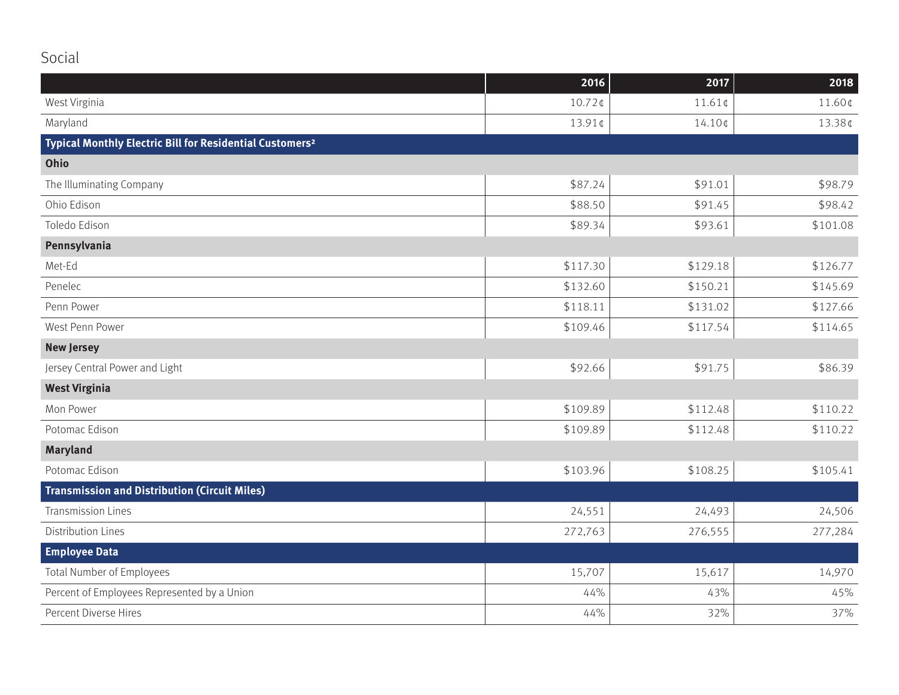## Social

| | 2016 | 2017 | 2018 |
|---|---|---|---|
| West Virginia | 10.72¢ | 11.61¢ | 11.60¢ |
| Maryland | 13.91¢ | 14.10¢ | 13.38¢ |
| **Typical Monthly Electric Bill for Residential Customers[2]** | | | |
| **Ohio** | | | |
| The Illuminating Company | $87.24 | $91.01 | $98.79 |
| Ohio Edison | $88.50 | $91.45 | $98.42 |
| Toledo Edison | $89.34 | $93.61 | $101.08 |
| **Pennsylvania** | | | |
| Met-Ed | $117.30 | $129.18 | $126.77 |
| Penelec | $132.60 | $150.21 | $145.69 |
| Penn Power | $118.11 | $131.02 | $127.66 |
| West Penn Power | $109.46 | $117.54 | $114.65 |
| **New Jersey** | | | |
| Jersey Central Power and Light | $92.66 | $91.75 | $86.39 |
| **West Virginia** | | | |
| Mon Power | $109.89 | $112.48 | $110.22 |
| Potomac Edison | $109.89 | $112.48 | $110.22 |
| **Maryland** | | | |
| Potomac Edison | $103.96 | $108.25 | $105.41 |
| **Transmission and Distribution (Circuit Miles)** | | | |
| Transmission Lines | 24,551 | 24,493 | 24,506 |
| Distribution Lines | 272,763 | 276,555 | 277,284 |
| **Employee Data** | | | |
| Total Number of Employees | 15,707 | 15,617 | 14,970 |
| Percent of Employees Represented by a Union | 44% | 43% | 45% |
| Percent Diverse Hires | 44% | 32% | 37% |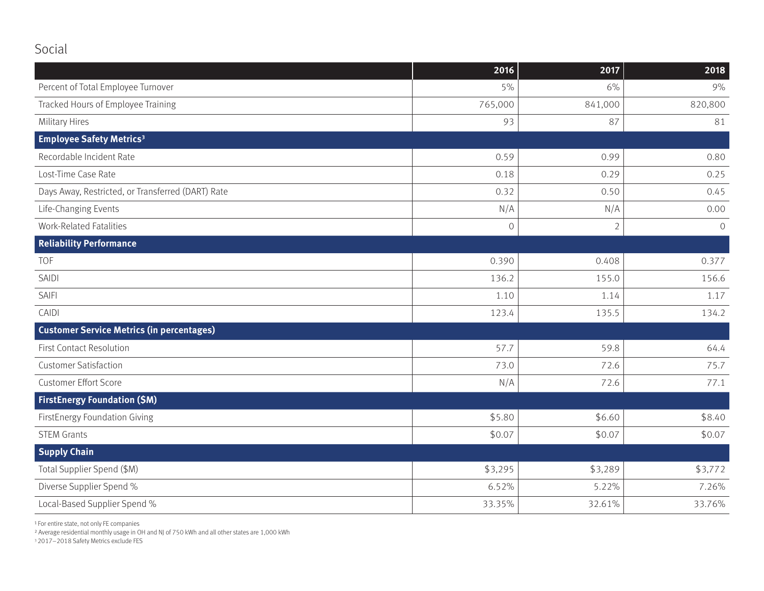## Social

| | 2016 | 2017 | 2018 |
|---|---|---|---|
| Percent of Total Employee Turnover | 5% | 6% | 9% |
| Tracked Hours of Employee Training | 765,000 | 841,000 | 820,800 |
| Military Hires | 93 | 87 | 81 |
| **Employee Safety Metrics[3]** | | | |
| Recordable Incident Rate | 0.59 | 0.99 | 0.80 |
| Lost-Time Case Rate | 0.18 | 0.29 | 0.25 |
| Days Away, Restricted, or Transferred (DART) Rate | 0.32 | 0.50 | 0.45 |
| Life-Changing Events | N/A | N/A | 0.00 |
| Work-Related Fatalities | 0 | 2 | 0 |
| **Reliability Performance** | | | |
| TOF | 0.390 | 0.408 | 0.377 |
| SAIDI | 136.2 | 155.0 | 156.6 |
| SAIFI | 1.10 | 1.14 | 1.17 |
| CAIDI | 123.4 | 135.5 | 134.2 |
| **Customer Service Metrics (in percentages)** | | | |
| First Contact Resolution | 57.7 | 59.8 | 64.4 |
| Customer Satisfaction | 73.0 | 72.6 | 75.7 |
| Customer Effort Score | N/A | 72.6 | 77.1 |
| **FirstEnergy Foundation ($M)** | | | |
| FirstEnergy Foundation Giving | $5.80 | $6.60 | $8.40 |
| STEM Grants | $0.07 | $0.07 | $0.07 |
| **Supply Chain** | | | |
| Total Supplier Spend ($M) | $3,295 | $3,289 | $3,772 |
| Diverse Supplier Spend % | 6.52% | 5.22% | 7.26% |
| Local-Based Supplier Spend % | 33.35% | 32.61% | 33.76% |

[1] For entire state, not only FE companies
[2] Average residential monthly usage in OH and NJ of 750 kWh and all other states are 1,000 kWh
[3] 2017–2018 Safety Metrics exclude FES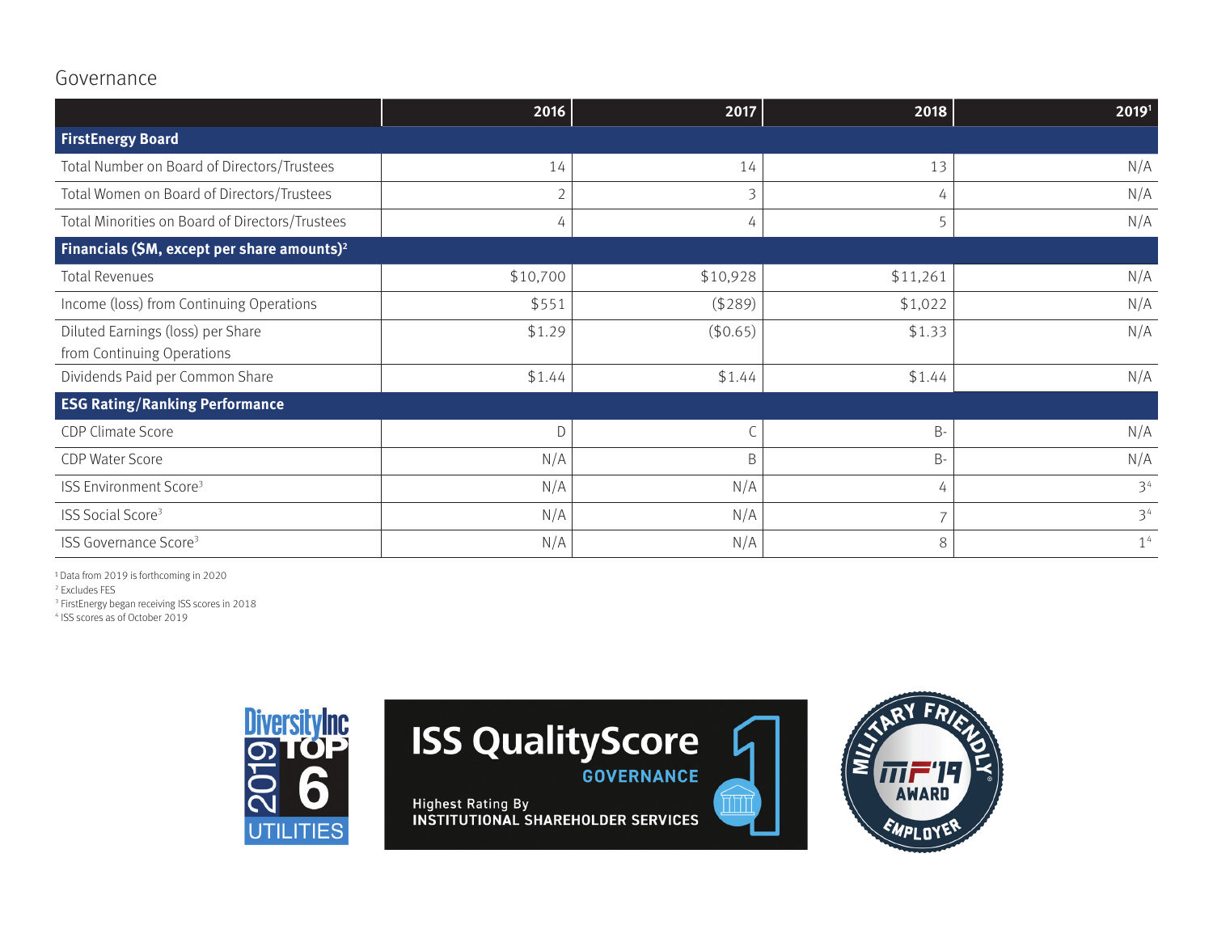## Governance

| | 2016 | 2017 | 2018 | 2019[1] |
|---|---|---|---|---|
| **FirstEnergy Board** | | | | |
| Total Number on Board of Directors/Trustees | 14 | 14 | 13 | N/A |
| Total Women on Board of Directors/Trustees | 2 | 3 | 4 | N/A |
| Total Minorities on Board of Directors/Trustees | 4 | 4 | 5 | N/A |
| **Financials ($M, except per share amounts)[2]** | | | | |
| Total Revenues | $10,700 | $10,928 | $11,261 | N/A |
| Income (loss) from Continuing Operations | $551 | ($289) | $1,022 | N/A |
| Diluted Earnings (loss) per Share from Continuing Operations | $1.29 | ($0.65) | $1.33 | N/A |
| Dividends Paid per Common Share | $1.44 | $1.44 | $1.44 | N/A |
| **ESG Rating/Ranking Performance** | | | | |
| CDP Climate Score | D | C | B- | N/A |
| CDP Water Score | N/A | B | B- | N/A |
| ISS Environment Score[3] | N/A | N/A | 4 | 3[4] |
| ISS Social Score[3] | N/A | N/A | 7 | 3[4] |
| ISS Governance Score[3] | N/A | N/A | 8 | 1[4] |

[1] Data from 2019 is forthcoming in 2020
[2] Excludes FES
[3] FirstEnergy began receiving ISS scores in 2018
[4] ISS scores as of October 2019

DiversityInc 2019 TOP 6 UTILITIES

ISS QualityScore GOVERNANCE 1
Highest Rating By INSTITUTIONAL SHAREHOLDER SERVICES

MILITARY FRIENDLY MF'19 AWARD EMPLOYER